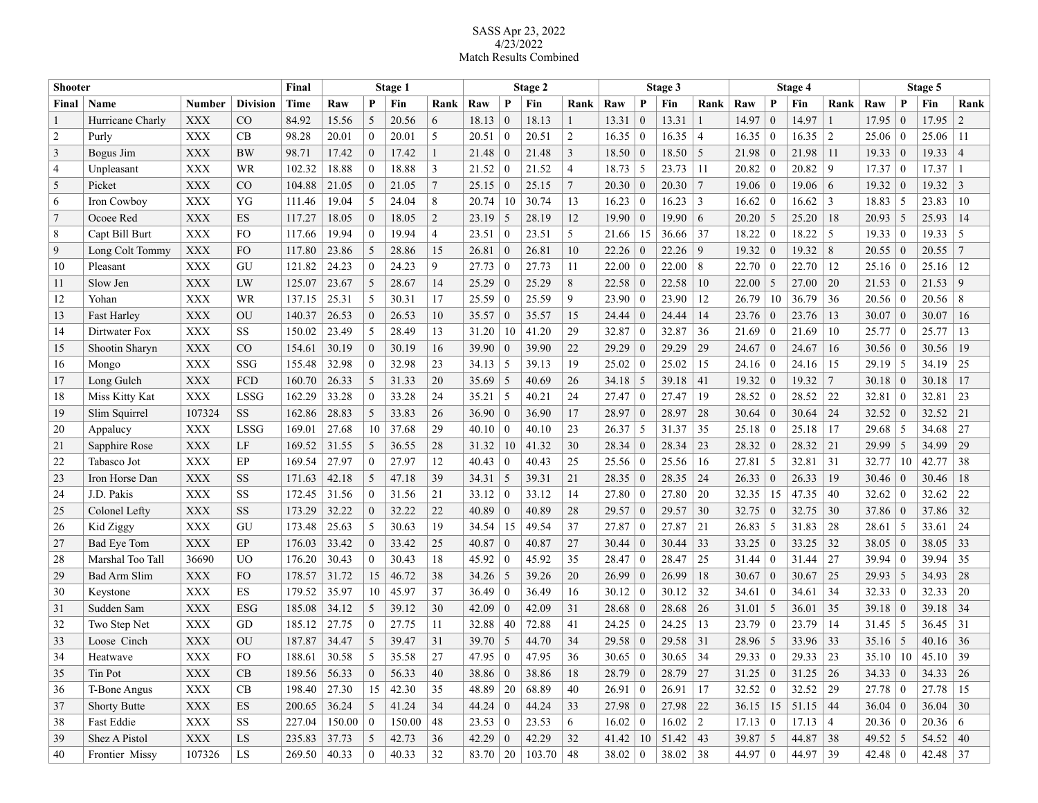SASS Apr 23, 2022
4/23/2022
Match Results Combined

| Shooter | | | | Final | Stage 1 | | | | Stage 2 | | | | Stage 3 | | | | Stage 4 | | | | Stage 5 | | | |
|---|---|---|---|---|---|---|---|---|---|---|---|---|---|---|---|---|---|---|---|---|---|---|---|---|
| Final | Name | Number | Division | Time | Raw | P | Fin | Rank | Raw | P | Fin | Rank | Raw | P | Fin | Rank | Raw | P | Fin | Rank | Raw | P | Fin | Rank |
| 1 | Hurricane Charly | XXX | CO | 84.92 | 15.56 | 5 | 20.56 | 6 | 18.13 | 0 | 18.13 | 1 | 13.31 | 0 | 13.31 | 1 | 14.97 | 0 | 14.97 | 1 | 17.95 | 0 | 17.95 | 2 |
| 2 | Purly | XXX | CB | 98.28 | 20.01 | 0 | 20.01 | 5 | 20.51 | 0 | 20.51 | 2 | 16.35 | 0 | 16.35 | 4 | 16.35 | 0 | 16.35 | 2 | 25.06 | 0 | 25.06 | 11 |
| 3 | Bogus Jim | XXX | BW | 98.71 | 17.42 | 0 | 17.42 | 1 | 21.48 | 0 | 21.48 | 3 | 18.50 | 0 | 18.50 | 5 | 21.98 | 0 | 21.98 | 11 | 19.33 | 0 | 19.33 | 4 |
| 4 | Unpleasant | XXX | WR | 102.32 | 18.88 | 0 | 18.88 | 3 | 21.52 | 0 | 21.52 | 4 | 18.73 | 5 | 23.73 | 11 | 20.82 | 0 | 20.82 | 9 | 17.37 | 0 | 17.37 | 1 |
| 5 | Picket | XXX | CO | 104.88 | 21.05 | 0 | 21.05 | 7 | 25.15 | 0 | 25.15 | 7 | 20.30 | 0 | 20.30 | 7 | 19.06 | 0 | 19.06 | 6 | 19.32 | 0 | 19.32 | 3 |
| 6 | Iron Cowboy | XXX | YG | 111.46 | 19.04 | 5 | 24.04 | 8 | 20.74 | 10 | 30.74 | 13 | 16.23 | 0 | 16.23 | 3 | 16.62 | 0 | 16.62 | 3 | 18.83 | 5 | 23.83 | 10 |
| 7 | Ocoee Red | XXX | ES | 117.27 | 18.05 | 0 | 18.05 | 2 | 23.19 | 5 | 28.19 | 12 | 19.90 | 0 | 19.90 | 6 | 20.20 | 5 | 25.20 | 18 | 20.93 | 5 | 25.93 | 14 |
| 8 | Capt Bill Burt | XXX | FO | 117.66 | 19.94 | 0 | 19.94 | 4 | 23.51 | 0 | 23.51 | 5 | 21.66 | 15 | 36.66 | 37 | 18.22 | 0 | 18.22 | 5 | 19.33 | 0 | 19.33 | 5 |
| 9 | Long Colt Tommy | XXX | FO | 117.80 | 23.86 | 5 | 28.86 | 15 | 26.81 | 0 | 26.81 | 10 | 22.26 | 0 | 22.26 | 9 | 19.32 | 0 | 19.32 | 8 | 20.55 | 0 | 20.55 | 7 |
| 10 | Pleasant | XXX | GU | 121.82 | 24.23 | 0 | 24.23 | 9 | 27.73 | 0 | 27.73 | 11 | 22.00 | 0 | 22.00 | 8 | 22.70 | 0 | 22.70 | 12 | 25.16 | 0 | 25.16 | 12 |
| 11 | Slow Jen | XXX | LW | 125.07 | 23.67 | 5 | 28.67 | 14 | 25.29 | 0 | 25.29 | 8 | 22.58 | 0 | 22.58 | 10 | 22.00 | 5 | 27.00 | 20 | 21.53 | 0 | 21.53 | 9 |
| 12 | Yohan | XXX | WR | 137.15 | 25.31 | 5 | 30.31 | 17 | 25.59 | 0 | 25.59 | 9 | 23.90 | 0 | 23.90 | 12 | 26.79 | 10 | 36.79 | 36 | 20.56 | 0 | 20.56 | 8 |
| 13 | Fast Harley | XXX | OU | 140.37 | 26.53 | 0 | 26.53 | 10 | 35.57 | 0 | 35.57 | 15 | 24.44 | 0 | 24.44 | 14 | 23.76 | 0 | 23.76 | 13 | 30.07 | 0 | 30.07 | 16 |
| 14 | Dirtwater Fox | XXX | SS | 150.02 | 23.49 | 5 | 28.49 | 13 | 31.20 | 10 | 41.20 | 29 | 32.87 | 0 | 32.87 | 36 | 21.69 | 0 | 21.69 | 10 | 25.77 | 0 | 25.77 | 13 |
| 15 | Shootin Sharyn | XXX | CO | 154.61 | 30.19 | 0 | 30.19 | 16 | 39.90 | 0 | 39.90 | 22 | 29.29 | 0 | 29.29 | 29 | 24.67 | 0 | 24.67 | 16 | 30.56 | 0 | 30.56 | 19 |
| 16 | Mongo | XXX | SSG | 155.48 | 32.98 | 0 | 32.98 | 23 | 34.13 | 5 | 39.13 | 19 | 25.02 | 0 | 25.02 | 15 | 24.16 | 0 | 24.16 | 15 | 29.19 | 5 | 34.19 | 25 |
| 17 | Long Gulch | XXX | FCD | 160.70 | 26.33 | 5 | 31.33 | 20 | 35.69 | 5 | 40.69 | 26 | 34.18 | 5 | 39.18 | 41 | 19.32 | 0 | 19.32 | 7 | 30.18 | 0 | 30.18 | 17 |
| 18 | Miss Kitty Kat | XXX | LSSG | 162.29 | 33.28 | 0 | 33.28 | 24 | 35.21 | 5 | 40.21 | 24 | 27.47 | 0 | 27.47 | 19 | 28.52 | 0 | 28.52 | 22 | 32.81 | 0 | 32.81 | 23 |
| 19 | Slim Squirrel | 107324 | SS | 162.86 | 28.83 | 5 | 33.83 | 26 | 36.90 | 0 | 36.90 | 17 | 28.97 | 0 | 28.97 | 28 | 30.64 | 0 | 30.64 | 24 | 32.52 | 0 | 32.52 | 21 |
| 20 | Appalucy | XXX | LSSG | 169.01 | 27.68 | 10 | 37.68 | 29 | 40.10 | 0 | 40.10 | 23 | 26.37 | 5 | 31.37 | 35 | 25.18 | 0 | 25.18 | 17 | 29.68 | 5 | 34.68 | 27 |
| 21 | Sapphire Rose | XXX | LF | 169.52 | 31.55 | 5 | 36.55 | 28 | 31.32 | 10 | 41.32 | 30 | 28.34 | 0 | 28.34 | 23 | 28.32 | 0 | 28.32 | 21 | 29.99 | 5 | 34.99 | 29 |
| 22 | Tabasco Jot | XXX | EP | 169.54 | 27.97 | 0 | 27.97 | 12 | 40.43 | 0 | 40.43 | 25 | 25.56 | 0 | 25.56 | 16 | 27.81 | 5 | 32.81 | 31 | 32.77 | 10 | 42.77 | 38 |
| 23 | Iron Horse Dan | XXX | SS | 171.63 | 42.18 | 5 | 47.18 | 39 | 34.31 | 5 | 39.31 | 21 | 28.35 | 0 | 28.35 | 24 | 26.33 | 0 | 26.33 | 19 | 30.46 | 0 | 30.46 | 18 |
| 24 | J.D. Pakis | XXX | SS | 172.45 | 31.56 | 0 | 31.56 | 21 | 33.12 | 0 | 33.12 | 14 | 27.80 | 0 | 27.80 | 20 | 32.35 | 15 | 47.35 | 40 | 32.62 | 0 | 32.62 | 22 |
| 25 | Colonel Lefty | XXX | SS | 173.29 | 32.22 | 0 | 32.22 | 22 | 40.89 | 0 | 40.89 | 28 | 29.57 | 0 | 29.57 | 30 | 32.75 | 0 | 32.75 | 30 | 37.86 | 0 | 37.86 | 32 |
| 26 | Kid Ziggy | XXX | GU | 173.48 | 25.63 | 5 | 30.63 | 19 | 34.54 | 15 | 49.54 | 37 | 27.87 | 0 | 27.87 | 21 | 26.83 | 5 | 31.83 | 28 | 28.61 | 5 | 33.61 | 24 |
| 27 | Bad Eye Tom | XXX | EP | 176.03 | 33.42 | 0 | 33.42 | 25 | 40.87 | 0 | 40.87 | 27 | 30.44 | 0 | 30.44 | 33 | 33.25 | 0 | 33.25 | 32 | 38.05 | 0 | 38.05 | 33 |
| 28 | Marshal Too Tall | 36690 | UO | 176.20 | 30.43 | 0 | 30.43 | 18 | 45.92 | 0 | 45.92 | 35 | 28.47 | 0 | 28.47 | 25 | 31.44 | 0 | 31.44 | 27 | 39.94 | 0 | 39.94 | 35 |
| 29 | Bad Arm Slim | XXX | FO | 178.57 | 31.72 | 15 | 46.72 | 38 | 34.26 | 5 | 39.26 | 20 | 26.99 | 0 | 26.99 | 18 | 30.67 | 0 | 30.67 | 25 | 29.93 | 5 | 34.93 | 28 |
| 30 | Keystone | XXX | ES | 179.52 | 35.97 | 10 | 45.97 | 37 | 36.49 | 0 | 36.49 | 16 | 30.12 | 0 | 30.12 | 32 | 34.61 | 0 | 34.61 | 34 | 32.33 | 0 | 32.33 | 20 |
| 31 | Sudden Sam | XXX | ESG | 185.08 | 34.12 | 5 | 39.12 | 30 | 42.09 | 0 | 42.09 | 31 | 28.68 | 0 | 28.68 | 26 | 31.01 | 5 | 36.01 | 35 | 39.18 | 0 | 39.18 | 34 |
| 32 | Two Step Net | XXX | GD | 185.12 | 27.75 | 0 | 27.75 | 11 | 32.88 | 40 | 72.88 | 41 | 24.25 | 0 | 24.25 | 13 | 23.79 | 0 | 23.79 | 14 | 31.45 | 5 | 36.45 | 31 |
| 33 | Loose  Cinch | XXX | OU | 187.87 | 34.47 | 5 | 39.47 | 31 | 39.70 | 5 | 44.70 | 34 | 29.58 | 0 | 29.58 | 31 | 28.96 | 5 | 33.96 | 33 | 35.16 | 5 | 40.16 | 36 |
| 34 | Heatwave | XXX | FO | 188.61 | 30.58 | 5 | 35.58 | 27 | 47.95 | 0 | 47.95 | 36 | 30.65 | 0 | 30.65 | 34 | 29.33 | 0 | 29.33 | 23 | 35.10 | 10 | 45.10 | 39 |
| 35 | Tin Pot | XXX | CB | 189.56 | 56.33 | 0 | 56.33 | 40 | 38.86 | 0 | 38.86 | 18 | 28.79 | 0 | 28.79 | 27 | 31.25 | 0 | 31.25 | 26 | 34.33 | 0 | 34.33 | 26 |
| 36 | T-Bone Angus | XXX | CB | 198.40 | 27.30 | 15 | 42.30 | 35 | 48.89 | 20 | 68.89 | 40 | 26.91 | 0 | 26.91 | 17 | 32.52 | 0 | 32.52 | 29 | 27.78 | 0 | 27.78 | 15 |
| 37 | Shorty Butte | XXX | ES | 200.65 | 36.24 | 5 | 41.24 | 34 | 44.24 | 0 | 44.24 | 33 | 27.98 | 0 | 27.98 | 22 | 36.15 | 15 | 51.15 | 44 | 36.04 | 0 | 36.04 | 30 |
| 38 | Fast Eddie | XXX | SS | 227.04 | 150.00 | 0 | 150.00 | 48 | 23.53 | 0 | 23.53 | 6 | 16.02 | 0 | 16.02 | 2 | 17.13 | 0 | 17.13 | 4 | 20.36 | 0 | 20.36 | 6 |
| 39 | Shez A Pistol | XXX | LS | 235.83 | 37.73 | 5 | 42.73 | 36 | 42.29 | 0 | 42.29 | 32 | 41.42 | 10 | 51.42 | 43 | 39.87 | 5 | 44.87 | 38 | 49.52 | 5 | 54.52 | 40 |
| 40 | Frontier  Missy | 107326 | LS | 269.50 | 40.33 | 0 | 40.33 | 32 | 83.70 | 20 | 103.70 | 48 | 38.02 | 0 | 38.02 | 38 | 44.97 | 0 | 44.97 | 39 | 42.48 | 0 | 42.48 | 37 |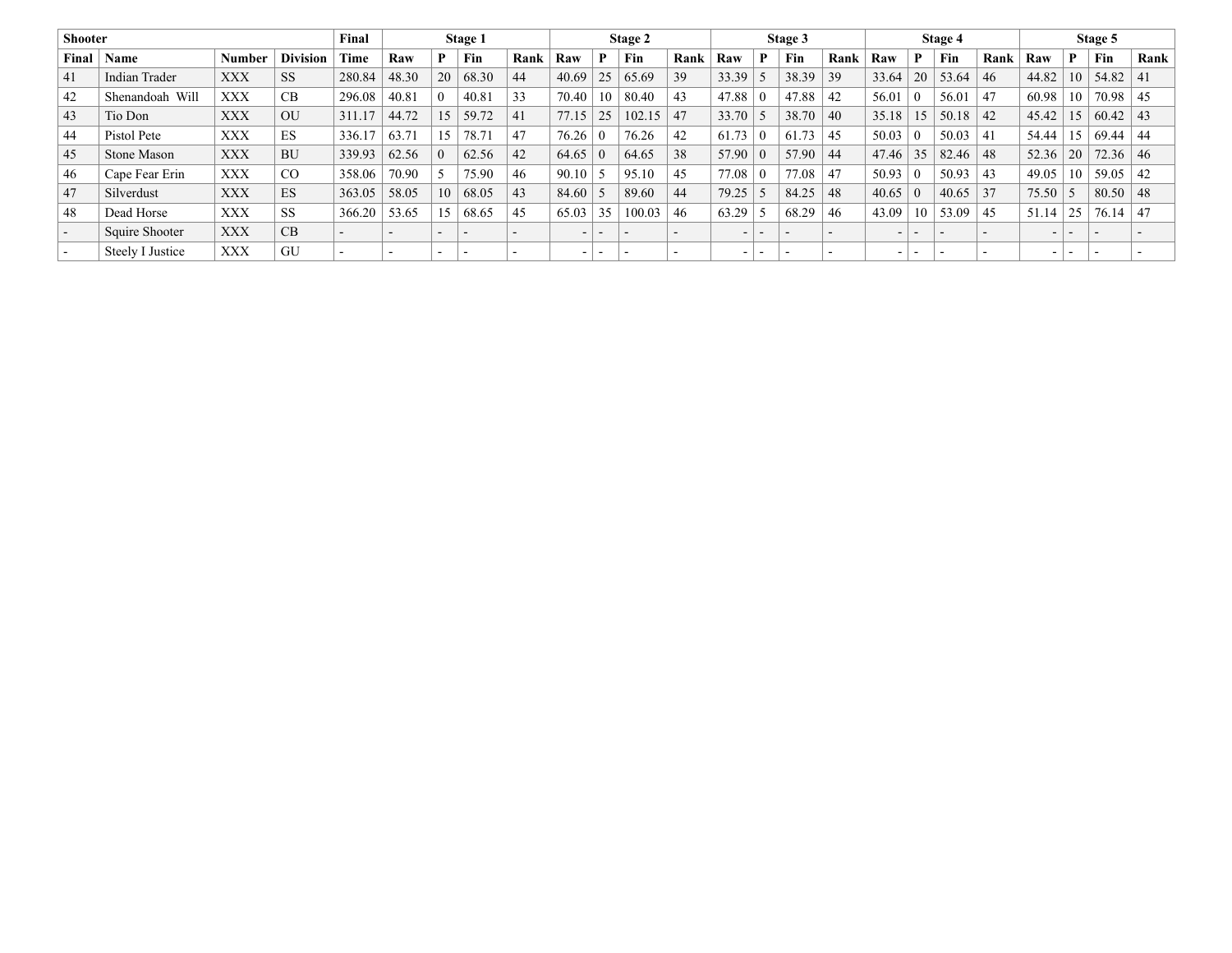| Shooter | | | | Final | Stage 1 | | | | Stage 2 | | | | Stage 3 | | | | Stage 4 | | | | Stage 5 | | | |
|---|---|---|---|---|---|---|---|---|---|---|---|---|---|---|---|---|---|---|---|---|---|---|---|---|
| Final | Name | Number | Division | Time | Raw | P | Fin | Rank | Raw | P | Fin | Rank | Raw | P | Fin | Rank | Raw | P | Fin | Rank | Raw | P | Fin | Rank |
| 41 | Indian Trader | XXX | SS | 280.84 | 48.30 | 20 | 68.30 | 44 | 40.69 | 25 | 65.69 | 39 | 33.39 | 5 | 38.39 | 39 | 33.64 | 20 | 53.64 | 46 | 44.82 | 10 | 54.82 | 41 |
| 42 | Shenandoah Will | XXX | CB | 296.08 | 40.81 | 0 | 40.81 | 33 | 70.40 | 10 | 80.40 | 43 | 47.88 | 0 | 47.88 | 42 | 56.01 | 0 | 56.01 | 47 | 60.98 | 10 | 70.98 | 45 |
| 43 | Tio Don | XXX | OU | 311.17 | 44.72 | 15 | 59.72 | 41 | 77.15 | 25 | 102.15 | 47 | 33.70 | 5 | 38.70 | 40 | 35.18 | 15 | 50.18 | 42 | 45.42 | 15 | 60.42 | 43 |
| 44 | Pistol Pete | XXX | ES | 336.17 | 63.71 | 15 | 78.71 | 47 | 76.26 | 0 | 76.26 | 42 | 61.73 | 0 | 61.73 | 45 | 50.03 | 0 | 50.03 | 41 | 54.44 | 15 | 69.44 | 44 |
| 45 | Stone Mason | XXX | BU | 339.93 | 62.56 | 0 | 62.56 | 42 | 64.65 | 0 | 64.65 | 38 | 57.90 | 0 | 57.90 | 44 | 47.46 | 35 | 82.46 | 48 | 52.36 | 20 | 72.36 | 46 |
| 46 | Cape Fear Erin | XXX | CO | 358.06 | 70.90 | 5 | 75.90 | 46 | 90.10 | 5 | 95.10 | 45 | 77.08 | 0 | 77.08 | 47 | 50.93 | 0 | 50.93 | 43 | 49.05 | 10 | 59.05 | 42 |
| 47 | Silverdust | XXX | ES | 363.05 | 58.05 | 10 | 68.05 | 43 | 84.60 | 5 | 89.60 | 44 | 79.25 | 5 | 84.25 | 48 | 40.65 | 0 | 40.65 | 37 | 75.50 | 5 | 80.50 | 48 |
| 48 | Dead Horse | XXX | SS | 366.20 | 53.65 | 15 | 68.65 | 45 | 65.03 | 35 | 100.03 | 46 | 63.29 | 5 | 68.29 | 46 | 43.09 | 10 | 53.09 | 45 | 51.14 | 25 | 76.14 | 47 |
| - | Squire Shooter | XXX | CB | - | - | - | - | - | - | - | - | - | - | - | - | - | - | - | - | - | - | - | - | - |
| - | Steely I Justice | XXX | GU | - | - | - | - | - | - | - | - | - | - | - | - | - | - | - | - | - | - | - | - | - |